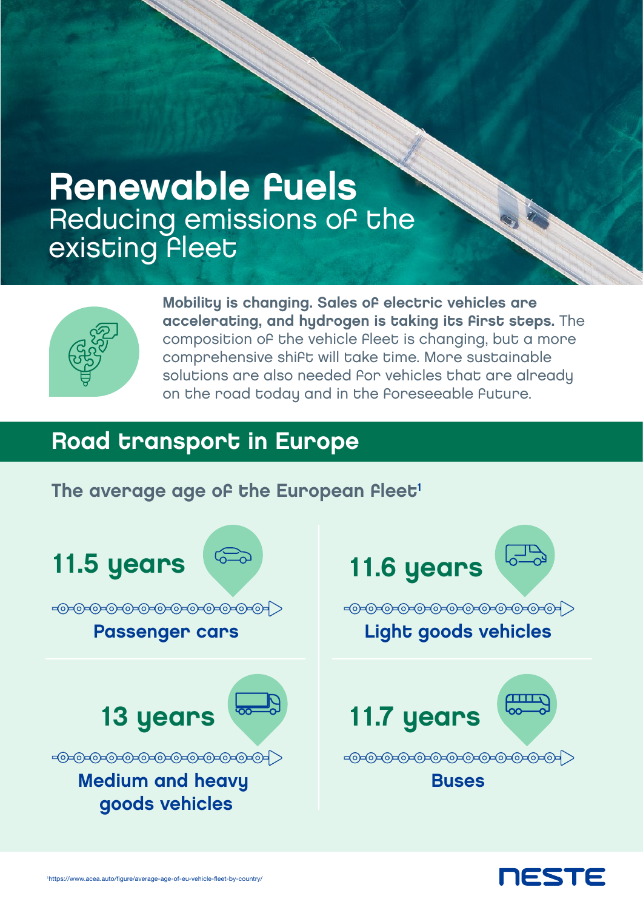# Renewable fuels

## Reducing emissions of the existing fleet

**Mobility is changing. Sales of electric vehicles are accelerating, and hydrogen is taking its first steps.** The composition of the vehicle fleet is changing, but a more comprehensive shift will take time. More sustainable solutions are also needed for vehicles that are already on the road today and in the foreseeable future.

## Road transport in Europe

### The average age of the European fleet[1]

**11.5 years**
**Passenger cars**

**11.6 years**
**Light goods vehicles**

**13 years**
**Medium and heavy goods vehicles**

**11.7 years**
**Buses**

[1]https://www.acea.auto/figure/average-age-of-eu-vehicle-fleet-by-country/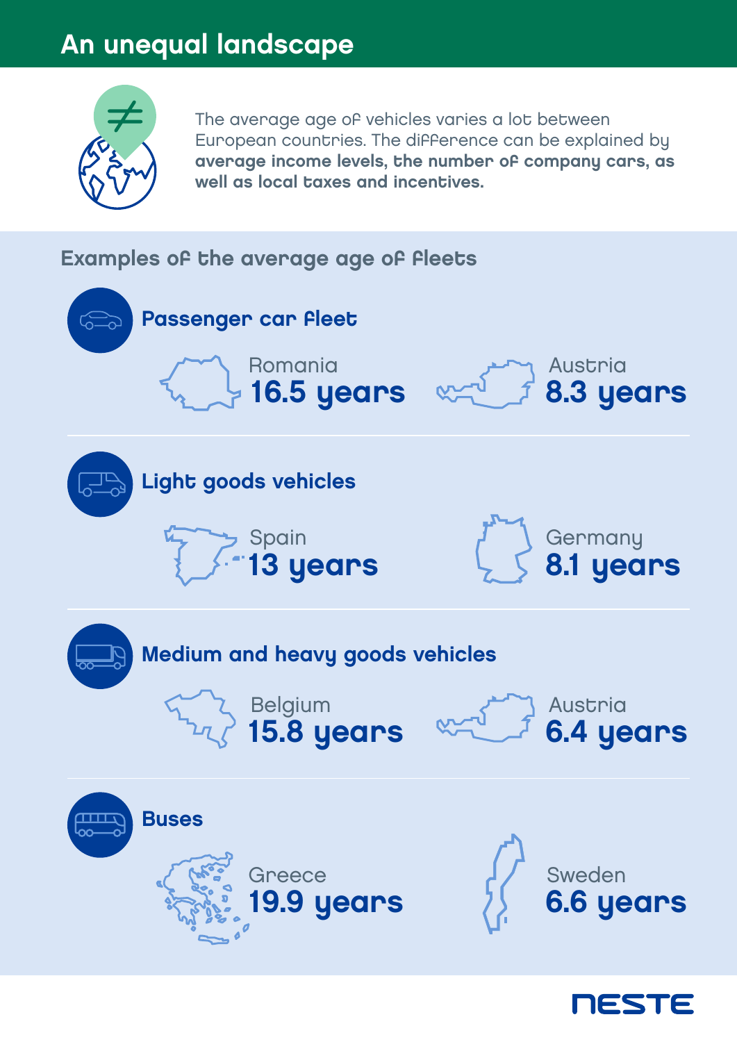# An unequal landscape

The average age of vehicles varies a lot between European countries. The difference can be explained by **average income levels, the number of company cars, as well as local taxes and incentives.**

## Examples of the average age of fleets

### Passenger car fleet

Romania
**16.5 years**

Austria
**8.3 years**

### Light goods vehicles

Spain
**13 years**

Germany
**8.1 years**

### Medium and heavy goods vehicles

Belgium
**15.8 years**

Austria
**6.4 years**

### Buses

Greece
**19.9 years**

Sweden
**6.6 years**

NESTE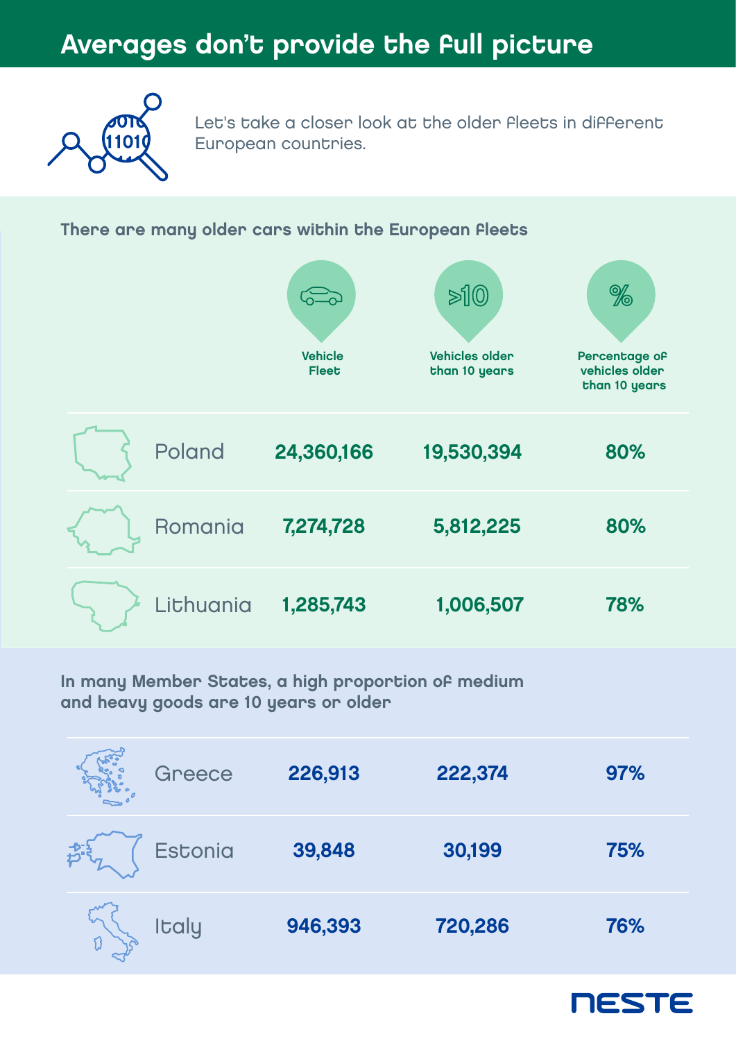# Averages don't provide the full picture

Let's take a closer look at the older fleets in different European countries.

## There are many older cars within the European fleets

| | Vehicle Fleet | Vehicles older than 10 years | Percentage of vehicles older than 10 years |
|---|---|---|---|
| Poland | **24,360,166** | **19,530,394** | **80%** |
| Romania | **7,274,728** | **5,812,225** | **80%** |
| Lithuania | **1,285,743** | **1,006,507** | **78%** |

## In many Member States, a high proportion of medium and heavy goods are 10 years or older

| | Vehicle Fleet | Vehicles older than 10 years | Percentage of vehicles older than 10 years |
|---|---|---|---|
| Greece | **226,913** | **222,374** | **97%** |
| Estonia | **39,848** | **30,199** | **75%** |
| Italy | **946,393** | **720,286** | **76%** |

NESTE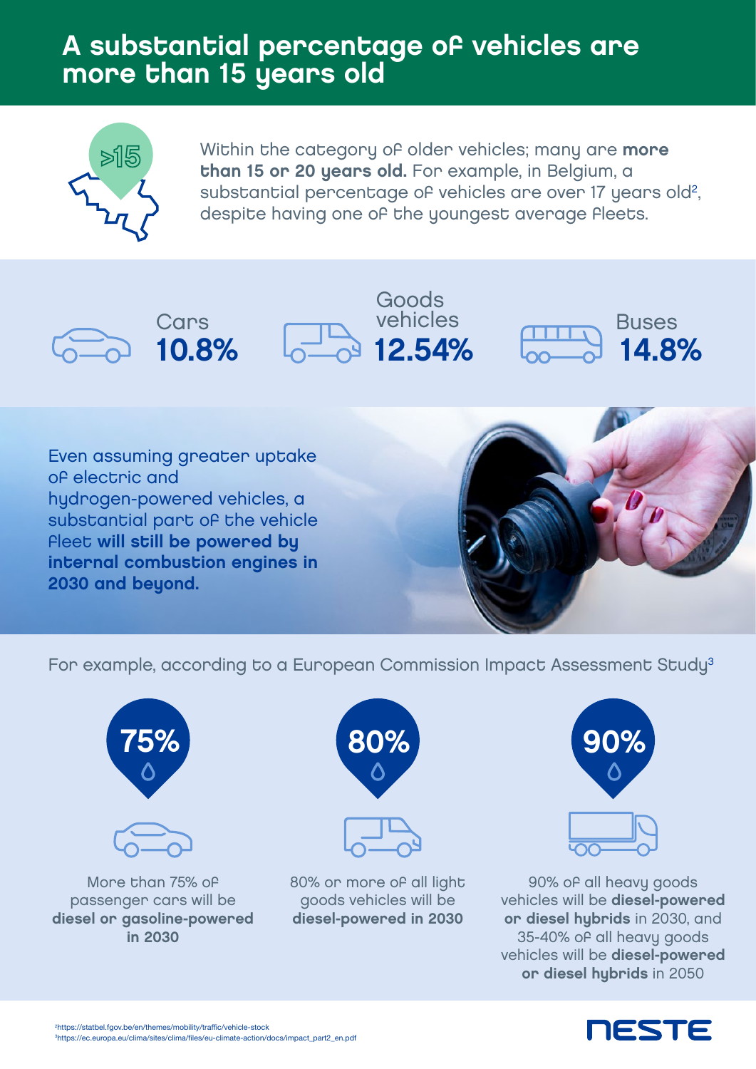# A substantial percentage of vehicles are more than 15 years old

>15

Within the category of older vehicles; many are **more than 15 or 20 years old.** For example, in Belgium, a substantial percentage of vehicles are over 17 years old[2], despite having one of the youngest average fleets.

Cars **10.8%**

Goods vehicles **12.54%**

Buses **14.8%**

Even assuming greater uptake of electric and hydrogen-powered vehicles, a substantial part of the vehicle fleet **will still be powered by internal combustion engines in 2030 and beyond.**

For example, according to a European Commission Impact Assessment Study[3]

**75%**

More than 75% of passenger cars will be **diesel or gasoline-powered in 2030**

**80%**

80% or more of all light goods vehicles will be **diesel-powered in 2030**

**90%**

90% of all heavy goods vehicles will be **diesel-powered or diesel hybrids** in 2030, and 35-40% of all heavy goods vehicles will be **diesel-powered or diesel hybrids** in 2050

[2]https://statbel.fgov.be/en/themes/mobility/traffic/vehicle-stock
[3]https://ec.europa.eu/clima/sites/clima/files/eu-climate-action/docs/impact_part2_en.pdf

NESTE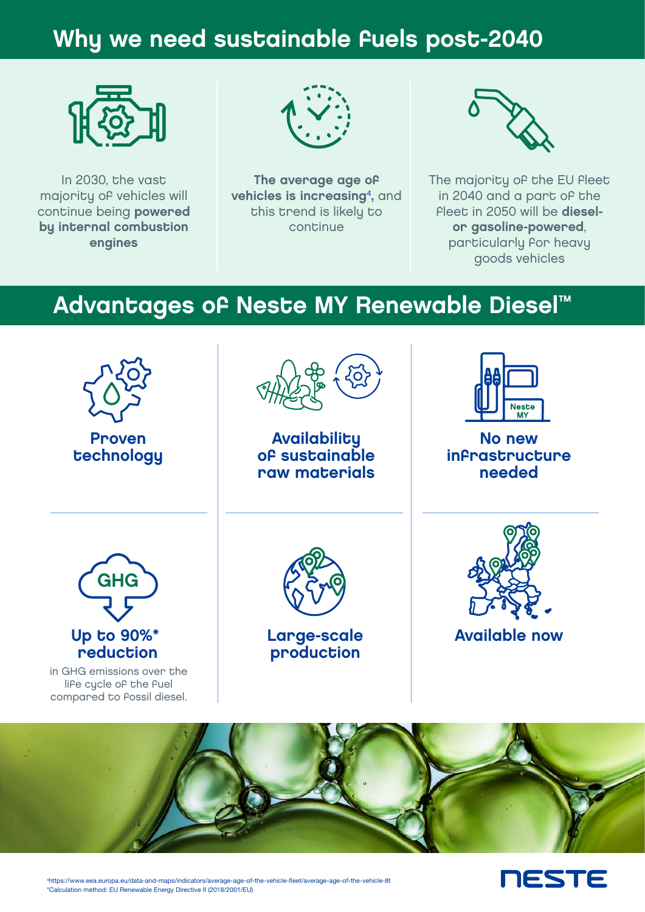## Why we need sustainable fuels post-2040

In 2030, the vast majority of vehicles will continue being **powered by internal combustion engines**

**The average age of vehicles is increasing**[4], and this trend is likely to continue

The majority of the EU fleet in 2040 and a part of the fleet in 2050 will be **diesel- or gasoline-powered**, particularly for heavy goods vehicles

## Advantages of Neste MY Renewable Diesel™

**Proven technology**

**Availability of sustainable raw materials**

**No new infrastructure needed**

**Up to 90%* reduction**

in GHG emissions over the life cycle of the fuel compared to fossil diesel.

**Large-scale production**

**Available now**

[4]https://www.eea.europa.eu/data-and-maps/indicators/average-age-of-the-vehicle-fleet/average-age-of-the-vehicle-8t
*Calculation method: EU Renewable Energy Directive II (2018/2001/EU)

NESTE